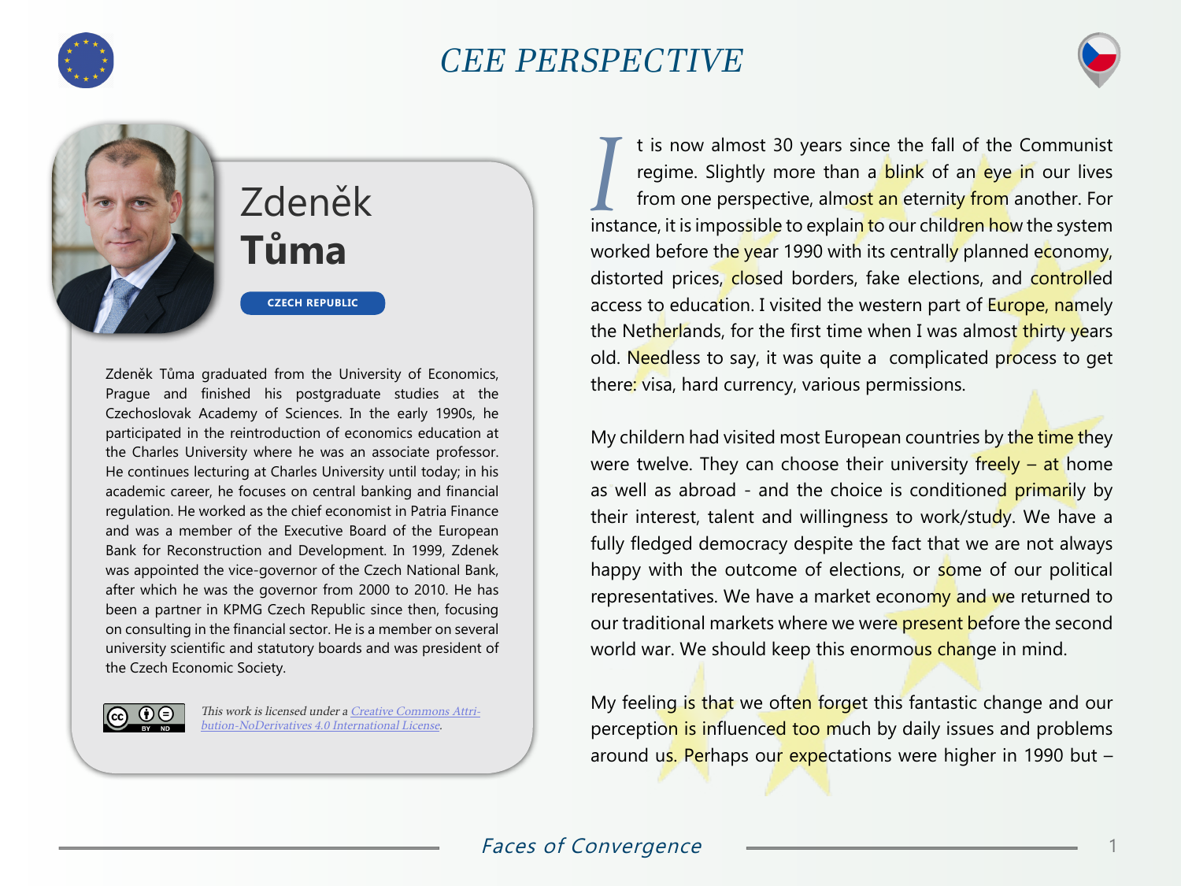# CEE PERSPECTIVE

# Zdeněk **Tůma**

**CZECH REPUBLIC**

Zdeněk Tůma graduated from the University of Economics, Prague and finished his postgraduate studies at the Czechoslovak Academy of Sciences. In the early 1990s, he participated in the reintroduction of economics education at the Charles University where he was an associate professor. He continues lecturing at Charles University until today; in his academic career, he focuses on central banking and financial regulation. He worked as the chief economist in Patria Finance and was a member of the Executive Board of the European Bank for Reconstruction and Development. In 1999, Zdenek was appointed the vice-governor of the Czech National Bank, after which he was the governor from 2000 to 2010. He has been a partner in KPMG Czech Republic since then, focusing on consulting in the financial sector. He is a member on several university scientific and statutory boards and was president of the Czech Economic Society.

*This work is licensed under a [Creative Commons Attribution-NoDerivatives 4.0 International License](https://creativecommons.org/licenses/by-nd/4.0/).*

It is now almost 30 years since the fall of the Communist regime. Slightly more than a blink of an eye in our lives from one perspective, almost an eternity from another. For instance, it is impossible to explain to our children how the system worked before the year 1990 with its centrally planned economy, distorted prices, closed borders, fake elections, and controlled access to education. I visited the western part of Europe, namely the Netherlands, for the first time when I was almost thirty years old. Needless to say, it was quite a complicated process to get there: visa, hard currency, various permissions.

My childern had visited most European countries by the time they were twelve. They can choose their university freely – at home as well as abroad - and the choice is conditioned primarily by their interest, talent and willingness to work/study. We have a fully fledged democracy despite the fact that we are not always happy with the outcome of elections, or some of our political representatives. We have a market economy and we returned to our traditional markets where we were present before the second world war. We should keep this enormous change in mind.

My feeling is that we often forget this fantastic change and our perception is influenced too much by daily issues and problems around us. Perhaps our expectations were higher in 1990 but –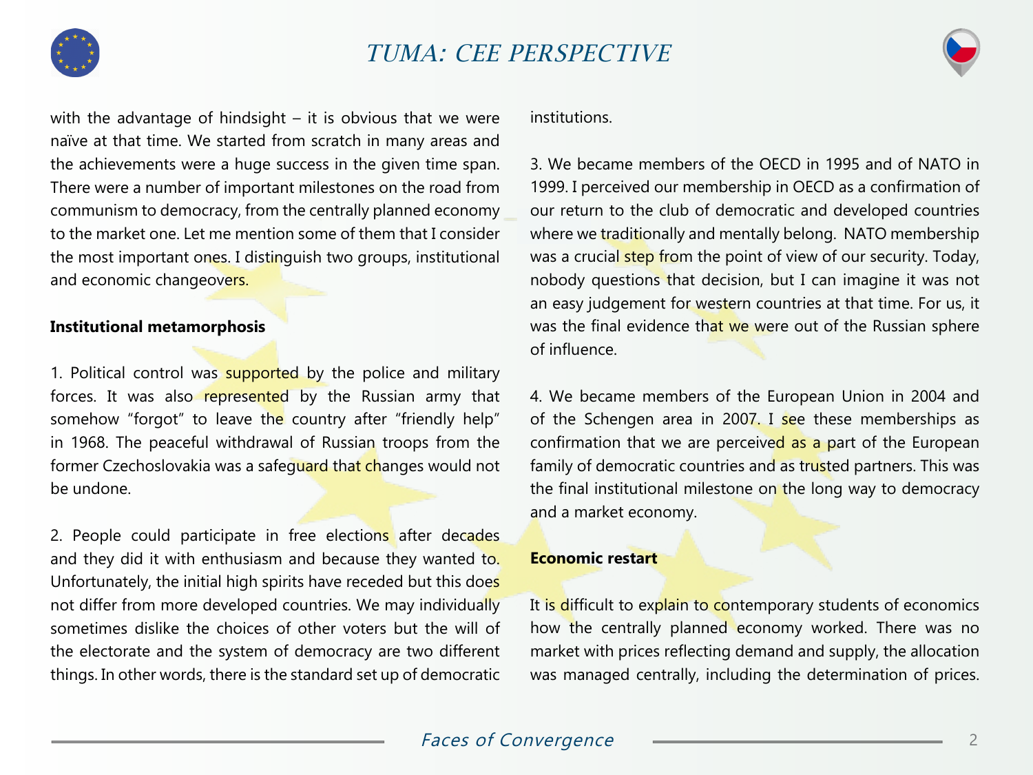with the advantage of hindsight – it is obvious that we were naïve at that time. We started from scratch in many areas and the achievements were a huge success in the given time span. There were a number of important milestones on the road from communism to democracy, from the centrally planned economy to the market one. Let me mention some of them that I consider the most important ones. I distinguish two groups, institutional and economic changeovers.

**Institutional metamorphosis**

1. Political control was supported by the police and military forces. It was also represented by the Russian army that somehow "forgot" to leave the country after "friendly help" in 1968. The peaceful withdrawal of Russian troops from the former Czechoslovakia was a safeguard that changes would not be undone.

2. People could participate in free elections after decades and they did it with enthusiasm and because they wanted to. Unfortunately, the initial high spirits have receded but this does not differ from more developed countries. We may individually sometimes dislike the choices of other voters but the will of the electorate and the system of democracy are two different things. In other words, there is the standard set up of democratic institutions.

3. We became members of the OECD in 1995 and of NATO in 1999. I perceived our membership in OECD as a confirmation of our return to the club of democratic and developed countries where we traditionally and mentally belong. NATO membership was a crucial step from the point of view of our security. Today, nobody questions that decision, but I can imagine it was not an easy judgement for western countries at that time. For us, it was the final evidence that we were out of the Russian sphere of influence.

4. We became members of the European Union in 2004 and of the Schengen area in 2007. I see these memberships as confirmation that we are perceived as a part of the European family of democratic countries and as trusted partners. This was the final institutional milestone on the long way to democracy and a market economy.

**Economic restart**

It is difficult to explain to contemporary students of economics how the centrally planned economy worked. There was no market with prices reflecting demand and supply, the allocation was managed centrally, including the determination of prices.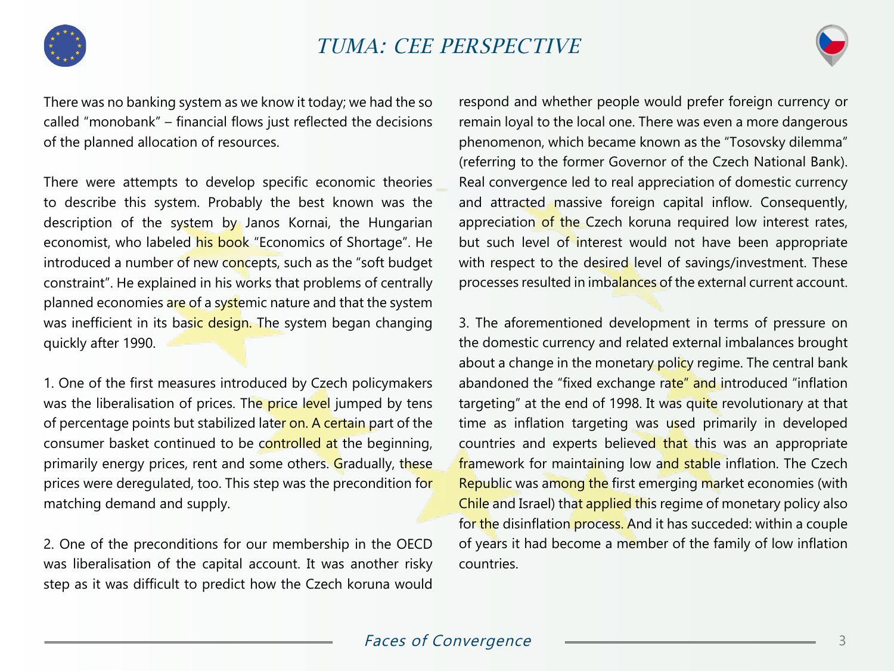There was no banking system as we know it today; we had the so called "monobank" – financial flows just reflected the decisions of the planned allocation of resources.

There were attempts to develop specific economic theories to describe this system. Probably the best known was the description of the system by Janos Kornai, the Hungarian economist, who labeled his book "Economics of Shortage". He introduced a number of new concepts, such as the "soft budget constraint". He explained in his works that problems of centrally planned economies are of a systemic nature and that the system was inefficient in its basic design. The system began changing quickly after 1990.

1. One of the first measures introduced by Czech policymakers was the liberalisation of prices. The price level jumped by tens of percentage points but stabilized later on. A certain part of the consumer basket continued to be controlled at the beginning, primarily energy prices, rent and some others. Gradually, these prices were deregulated, too. This step was the precondition for matching demand and supply.

2. One of the preconditions for our membership in the OECD was liberalisation of the capital account. It was another risky step as it was difficult to predict how the Czech koruna would respond and whether people would prefer foreign currency or remain loyal to the local one. There was even a more dangerous phenomenon, which became known as the "Tosovsky dilemma" (referring to the former Governor of the Czech National Bank). Real convergence led to real appreciation of domestic currency and attracted massive foreign capital inflow. Consequently, appreciation of the Czech koruna required low interest rates, but such level of interest would not have been appropriate with respect to the desired level of savings/investment. These processes resulted in imbalances of the external current account.

3. The aforementioned development in terms of pressure on the domestic currency and related external imbalances brought about a change in the monetary policy regime. The central bank abandoned the "fixed exchange rate" and introduced "inflation targeting" at the end of 1998. It was quite revolutionary at that time as inflation targeting was used primarily in developed countries and experts believed that this was an appropriate framework for maintaining low and stable inflation. The Czech Republic was among the first emerging market economies (with Chile and Israel) that applied this regime of monetary policy also for the disinflation process. And it has succeded: within a couple of years it had become a member of the family of low inflation countries.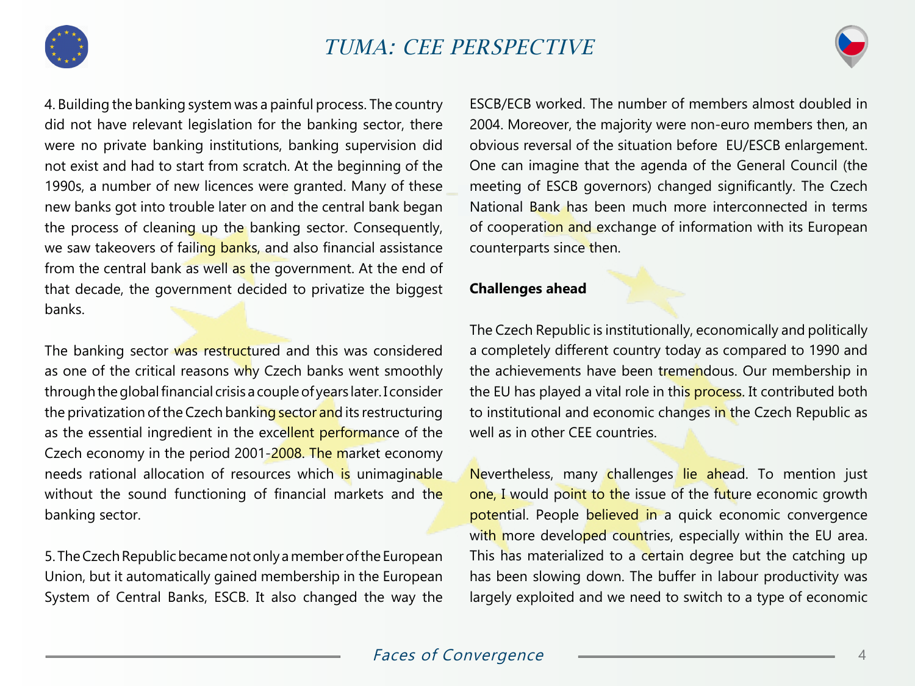4. Building the banking system was a painful process. The country did not have relevant legislation for the banking sector, there were no private banking institutions, banking supervision did not exist and had to start from scratch. At the beginning of the 1990s, a number of new licences were granted. Many of these new banks got into trouble later on and the central bank began the process of cleaning up the banking sector. Consequently, we saw takeovers of failing banks, and also financial assistance from the central bank as well as the government. At the end of that decade, the government decided to privatize the biggest banks.

The banking sector was restructured and this was considered as one of the critical reasons why Czech banks went smoothly through the global financial crisis a couple of years later. I consider the privatization of the Czech banking sector and its restructuring as the essential ingredient in the excellent performance of the Czech economy in the period 2001-2008. The market economy needs rational allocation of resources which is unimaginable without the sound functioning of financial markets and the banking sector.

5. The Czech Republic became not only a member of the European Union, but it automatically gained membership in the European System of Central Banks, ESCB. It also changed the way the ESCB/ECB worked. The number of members almost doubled in 2004. Moreover, the majority were non-euro members then, an obvious reversal of the situation before EU/ESCB enlargement. One can imagine that the agenda of the General Council (the meeting of ESCB governors) changed significantly. The Czech National Bank has been much more interconnected in terms of cooperation and exchange of information with its European counterparts since then.

**Challenges ahead**

The Czech Republic is institutionally, economically and politically a completely different country today as compared to 1990 and the achievements have been tremendous. Our membership in the EU has played a vital role in this process. It contributed both to institutional and economic changes in the Czech Republic as well as in other CEE countries.

Nevertheless, many challenges lie ahead. To mention just one, I would point to the issue of the future economic growth potential. People believed in a quick economic convergence with more developed countries, especially within the EU area. This has materialized to a certain degree but the catching up has been slowing down. The buffer in labour productivity was largely exploited and we need to switch to a type of economic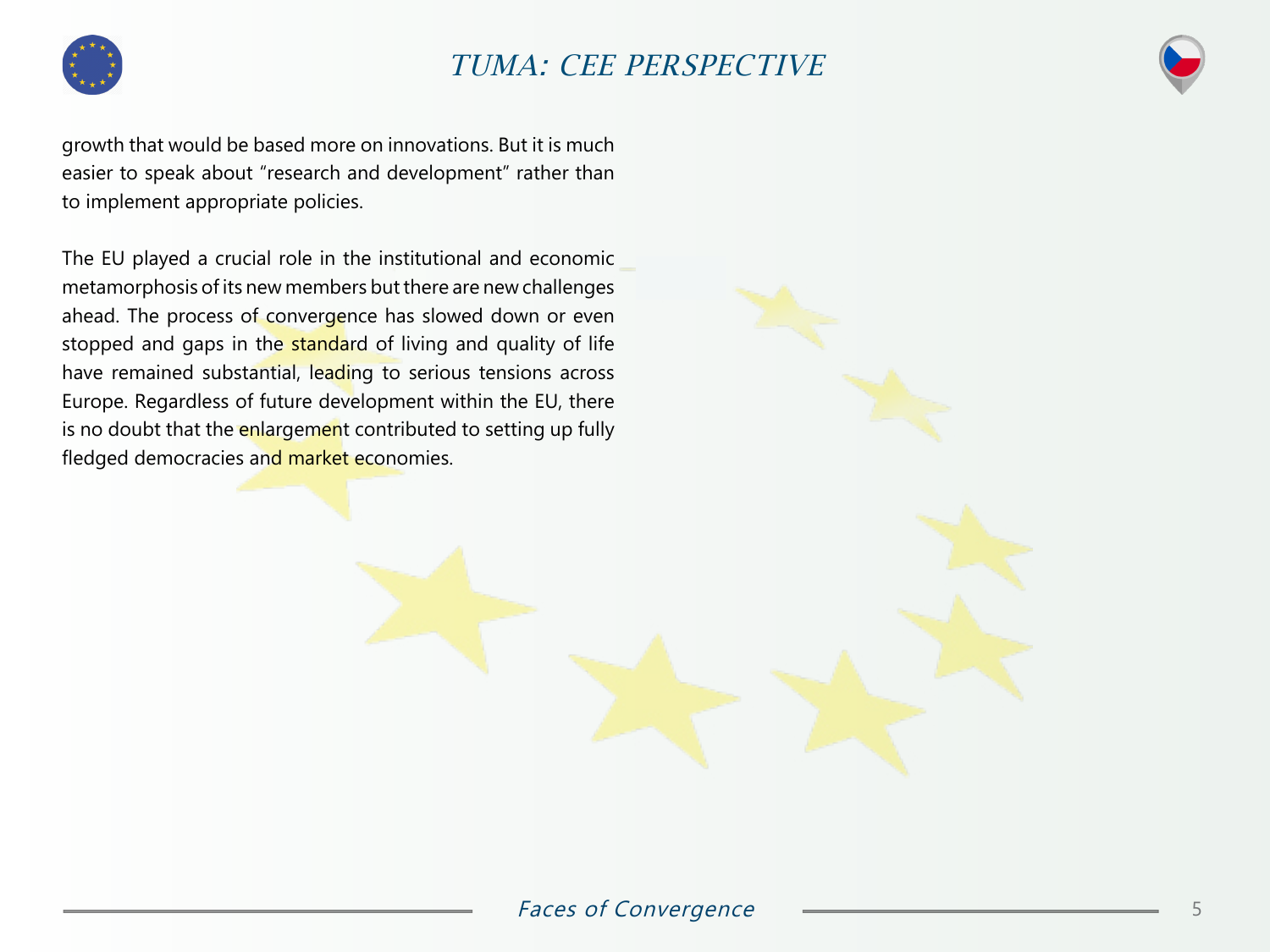growth that would be based more on innovations. But it is much easier to speak about "research and development" rather than to implement appropriate policies.

The EU played a crucial role in the institutional and economic metamorphosis of its new members but there are new challenges ahead. The process of convergence has slowed down or even stopped and gaps in the standard of living and quality of life have remained substantial, leading to serious tensions across Europe. Regardless of future development within the EU, there is no doubt that the enlargement contributed to setting up fully fledged democracies and market economies.